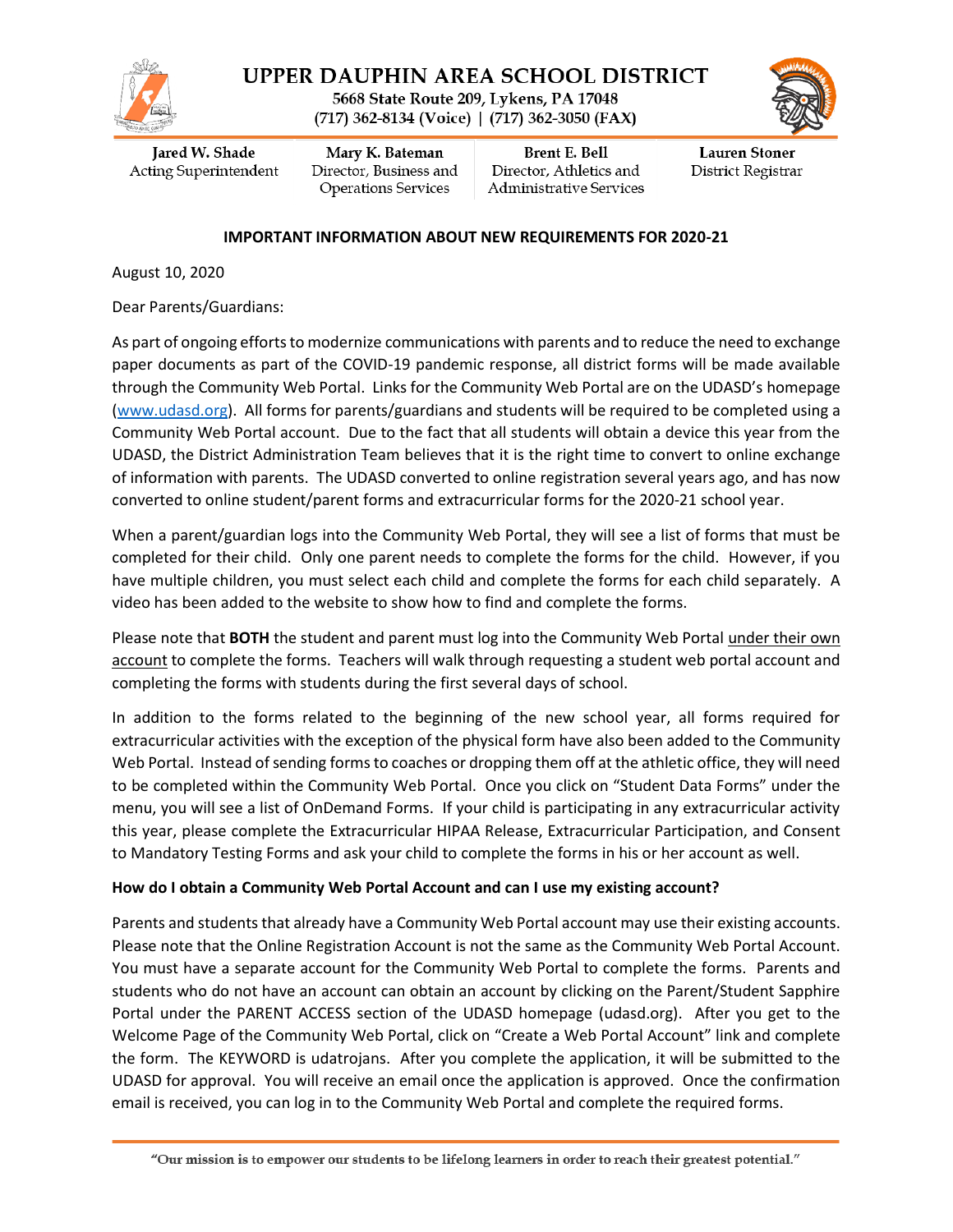# UPPER DAUPHIN AREA SCHOOL DISTRICT

5668 State Route 209, Lykens, PA 17048
(717) 362-8134 (Voice) | (717) 362-3050 (FAX)

| Jared W. Shade | Mary K. Bateman | Brent E. Bell | Lauren Stoner |
|---|---|---|---|
| Acting Superintendent | Director, Business and Operations Services | Director, Athletics and Administrative Services | District Registrar |

**IMPORTANT INFORMATION ABOUT NEW REQUIREMENTS FOR 2020-21**

August 10, 2020

Dear Parents/Guardians:

As part of ongoing efforts to modernize communications with parents and to reduce the need to exchange paper documents as part of the COVID-19 pandemic response, all district forms will be made available through the Community Web Portal. Links for the Community Web Portal are on the UDASD's homepage (www.udasd.org). All forms for parents/guardians and students will be required to be completed using a Community Web Portal account. Due to the fact that all students will obtain a device this year from the UDASD, the District Administration Team believes that it is the right time to convert to online exchange of information with parents. The UDASD converted to online registration several years ago, and has now converted to online student/parent forms and extracurricular forms for the 2020-21 school year.

When a parent/guardian logs into the Community Web Portal, they will see a list of forms that must be completed for their child. Only one parent needs to complete the forms for the child. However, if you have multiple children, you must select each child and complete the forms for each child separately. A video has been added to the website to show how to find and complete the forms.

Please note that **BOTH** the student and parent must log into the Community Web Portal under their own account to complete the forms. Teachers will walk through requesting a student web portal account and completing the forms with students during the first several days of school.

In addition to the forms related to the beginning of the new school year, all forms required for extracurricular activities with the exception of the physical form have also been added to the Community Web Portal. Instead of sending forms to coaches or dropping them off at the athletic office, they will need to be completed within the Community Web Portal. Once you click on "Student Data Forms" under the menu, you will see a list of OnDemand Forms. If your child is participating in any extracurricular activity this year, please complete the Extracurricular HIPAA Release, Extracurricular Participation, and Consent to Mandatory Testing Forms and ask your child to complete the forms in his or her account as well.

**How do I obtain a Community Web Portal Account and can I use my existing account?**

Parents and students that already have a Community Web Portal account may use their existing accounts. Please note that the Online Registration Account is not the same as the Community Web Portal Account. You must have a separate account for the Community Web Portal to complete the forms. Parents and students who do not have an account can obtain an account by clicking on the Parent/Student Sapphire Portal under the PARENT ACCESS section of the UDASD homepage (udasd.org). After you get to the Welcome Page of the Community Web Portal, click on "Create a Web Portal Account" link and complete the form. The KEYWORD is udatrojans. After you complete the application, it will be submitted to the UDASD for approval. You will receive an email once the application is approved. Once the confirmation email is received, you can log in to the Community Web Portal and complete the required forms.

"Our mission is to empower our students to be lifelong learners in order to reach their greatest potential."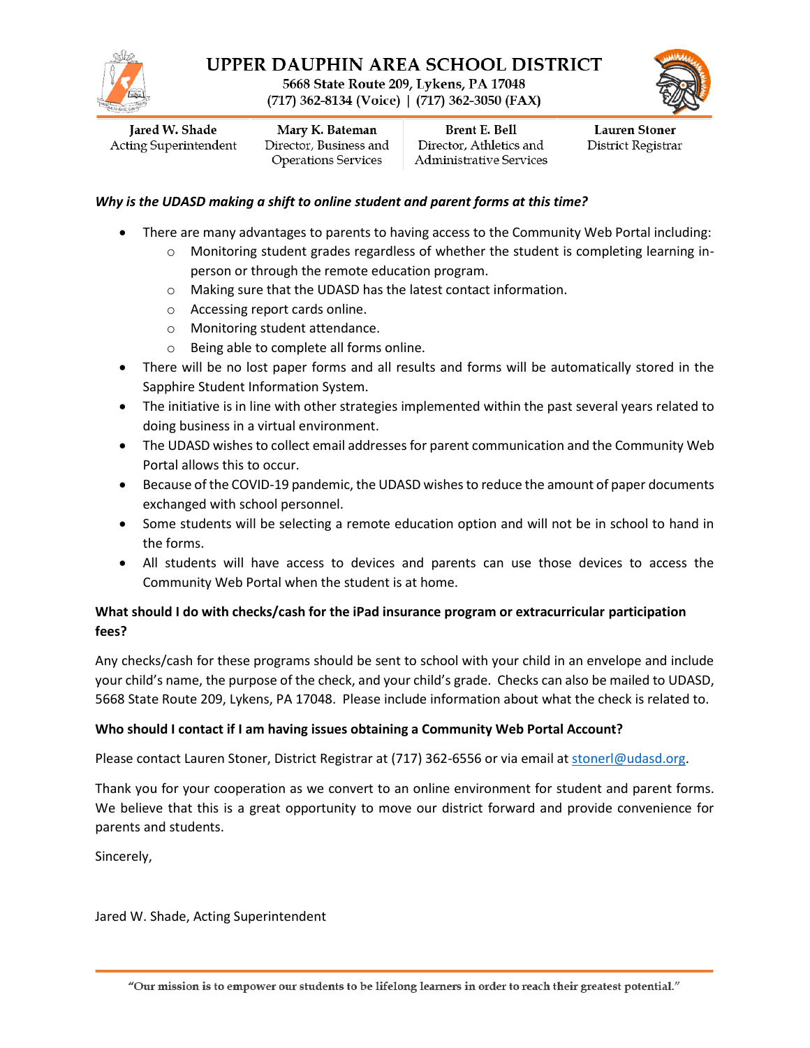# UPPER DAUPHIN AREA SCHOOL DISTRICT

5668 State Route 209, Lykens, PA 17048
(717) 362-8134 (Voice) | (717) 362-3050 (FAX)

| Jared W. Shade | Mary K. Bateman | Brent E. Bell | Lauren Stoner |
|---|---|---|---|
| Acting Superintendent | Director, Business and Operations Services | Director, Athletics and Administrative Services | District Registrar |

***Why is the UDASD making a shift to online student and parent forms at this time?***

- There are many advantages to parents to having access to the Community Web Portal including:
    - Monitoring student grades regardless of whether the student is completing learning in-person or through the remote education program.
    - Making sure that the UDASD has the latest contact information.
    - Accessing report cards online.
    - Monitoring student attendance.
    - Being able to complete all forms online.
- There will be no lost paper forms and all results and forms will be automatically stored in the Sapphire Student Information System.
- The initiative is in line with other strategies implemented within the past several years related to doing business in a virtual environment.
- The UDASD wishes to collect email addresses for parent communication and the Community Web Portal allows this to occur.
- Because of the COVID-19 pandemic, the UDASD wishes to reduce the amount of paper documents exchanged with school personnel.
- Some students will be selecting a remote education option and will not be in school to hand in the forms.
- All students will have access to devices and parents can use those devices to access the Community Web Portal when the student is at home.

**What should I do with checks/cash for the iPad insurance program or extracurricular participation fees?**

Any checks/cash for these programs should be sent to school with your child in an envelope and include your child's name, the purpose of the check, and your child's grade. Checks can also be mailed to UDASD, 5668 State Route 209, Lykens, PA 17048. Please include information about what the check is related to.

**Who should I contact if I am having issues obtaining a Community Web Portal Account?**

Please contact Lauren Stoner, District Registrar at (717) 362-6556 or via email at stonerl@udasd.org.

Thank you for your cooperation as we convert to an online environment for student and parent forms. We believe that this is a great opportunity to move our district forward and provide convenience for parents and students.

Sincerely,

Jared W. Shade, Acting Superintendent

"Our mission is to empower our students to be lifelong learners in order to reach their greatest potential."